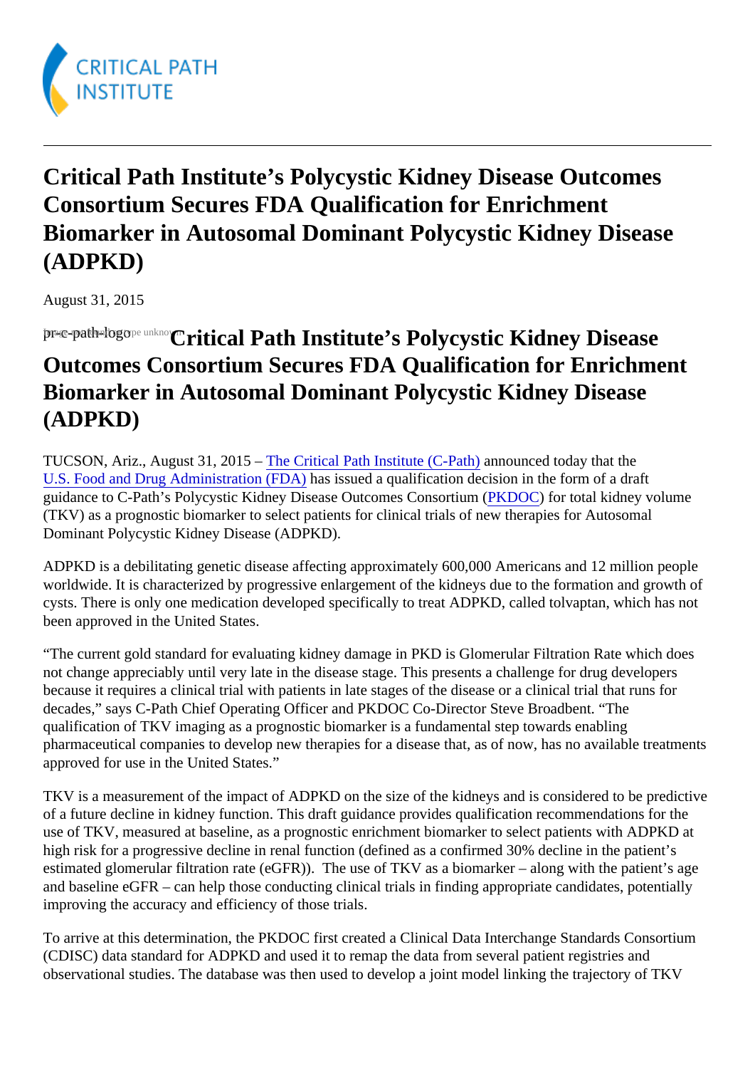# Critical Path Institute's Polycystic Kidney Disease Outcomes Consortium Secures FDA Qualification for Enrichment Biomarker in Autosomal Dominant Polycystic Kidney Disease (ADPKD)

August 31, 2015

## Critical Path Institute's Polycystic Kidney Disease Outcomes Consortium Secures FDA Qualification for Enrichment Biomarker in Autosomal Dominant Polycystic Kidney Disease (ADPKD)

TUCSON, Ariz., August 31, 2015 – The Critical Path Institute (C-Path) announced today that the U.S. Food and Drug Administration (FDA) has issued a qualification decision in the form of a draft guidance to C-Path's Polycystic Kidney Disease Outcomes Consortium (PKDOC) for total kidney volume (TKV) as a prognostic biomarker to select patients for clinical trials of new therapies for Autosomal Dominant Polycystic Kidney Disease (ADPKD).

ADPKD is a debilitating genetic disease affecting approximately 600,000 Americans and 12 million people worldwide. It is characterized by progressive enlargement of the kidneys due to the formation and growth of cysts. There is only one medication developed specifically to treat ADPKD, called tolvaptan, which has not been approved in the United States.

"The current gold standard for evaluating kidney damage in PKD is Glomerular Filtration Rate which does not change appreciably until very late in the disease stage. This presents a challenge for drug developers because it requires a clinical trial with patients in late stages of the disease or a clinical trial that runs for decades," says C-Path Chief Operating Officer and PKDOC Co-Director Steve Broadbent. "The qualification of TKV imaging as a prognostic biomarker is a fundamental step towards enabling pharmaceutical companies to develop new therapies for a disease that, as of now, has no available treatments approved for use in the United States."

TKV is a measurement of the impact of ADPKD on the size of the kidneys and is considered to be predictive of a future decline in kidney function. This draft guidance provides qualification recommendations for the use of TKV, measured at baseline, as a prognostic enrichment biomarker to select patients with ADPKD at high risk for a progressive decline in renal function (defined as a confirmed 30% decline in the patient's estimated glomerular filtration rate (eGFR)). The use of TKV as a biomarker – along with the patient's age and baseline eGFR – can help those conducting clinical trials in finding appropriate candidates, potentially improving the accuracy and efficiency of those trials.

To arrive at this determination, the PKDOC first created a Clinical Data Interchange Standards Consortium (CDISC) data standard for ADPKD and used it to remap the data from several patient registries and observational studies. The database was then used to develop a joint model linking the trajectory of TKV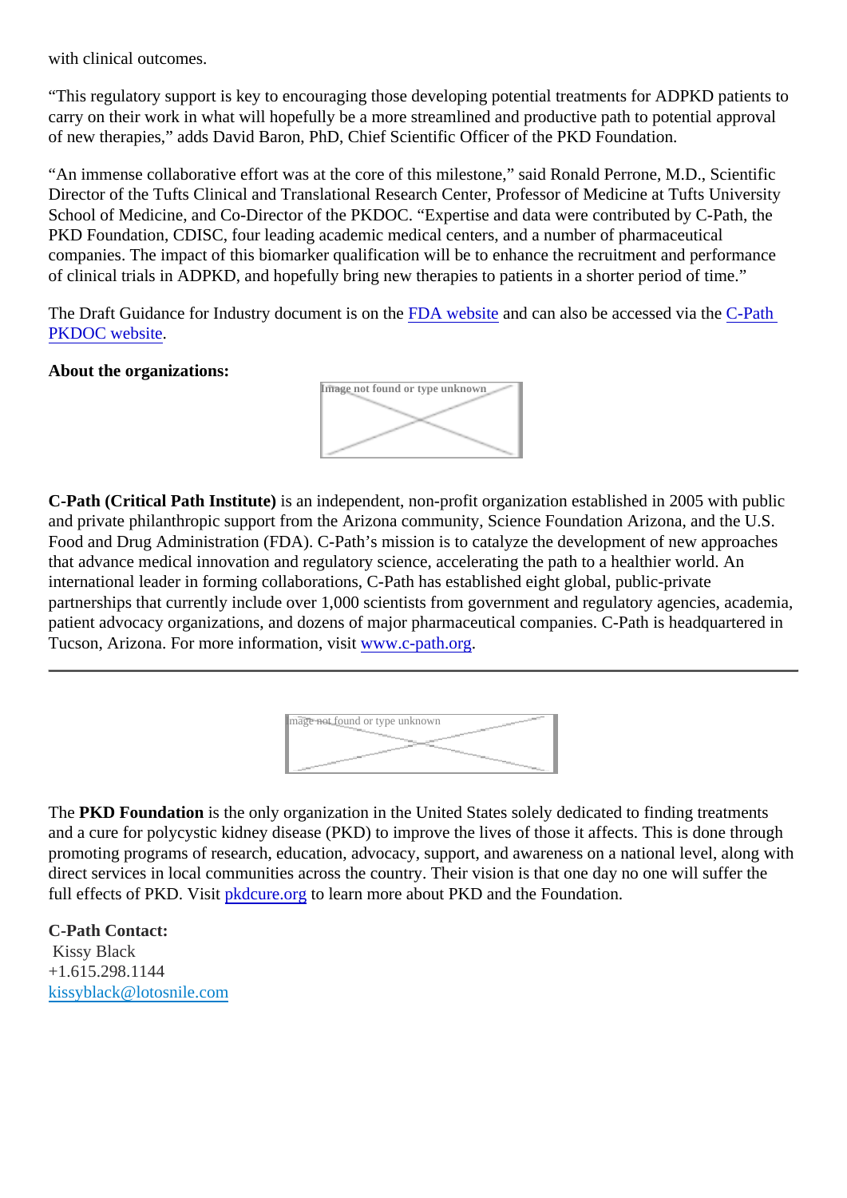with clinical outcomes.

"This regulatory support is key to encouraging those developing potential treatments for ADPKD patients to carry on their work in what will hopefully be a more streamlined and productive path to potential approval of new therapies," adds David Baron, PhD, Chief Scientific Officer of the PKD Foundation.

"An immense collaborative effort was at the core of this milestone," said Ronald Perrone, M.D., Scientific Director of the Tufts Clinical and Translational Research Center, Professor of Medicine at Tufts University School of Medicine, and Co-Director of the PKDOC. "Expertise and data were contributed by C-Path, the PKD Foundation, CDISC, four leading academic medical centers, and a number of pharmaceutical companies. The impact of this biomarker qualification will be to enhance the recruitment and performance of clinical trials in ADPKD, and hopefully bring new therapies to patients in a shorter period of time."

The Draft Guidance for Industry document is on the FDA website and can also be accessed via the C-Path PKDOC website.

**About the organizations:**

**C-Path (Critical Path Institute)** is an independent, non-profit organization established in 2005 with public and private philanthropic support from the Arizona community, Science Foundation Arizona, and the U.S. Food and Drug Administration (FDA). C-Path's mission is to catalyze the development of new approaches that advance medical innovation and regulatory science, accelerating the path to a healthier world. An international leader in forming collaborations, C-Path has established eight global, public-private partnerships that currently include over 1,000 scientists from government and regulatory agencies, academia, patient advocacy organizations, and dozens of major pharmaceutical companies. C-Path is headquartered in Tucson, Arizona. For more information, visit www.c-path.org.

---

The **PKD Foundation** is the only organization in the United States solely dedicated to finding treatments and a cure for polycystic kidney disease (PKD) to improve the lives of those it affects. This is done through promoting programs of research, education, advocacy, support, and awareness on a national level, along with direct services in local communities across the country. Their vision is that one day no one will suffer the full effects of PKD. Visit pkdcure.org to learn more about PKD and the Foundation.

**C-Path Contact:**
Kissy Black
+1.615.298.1144
kissyblack@lotosnile.com